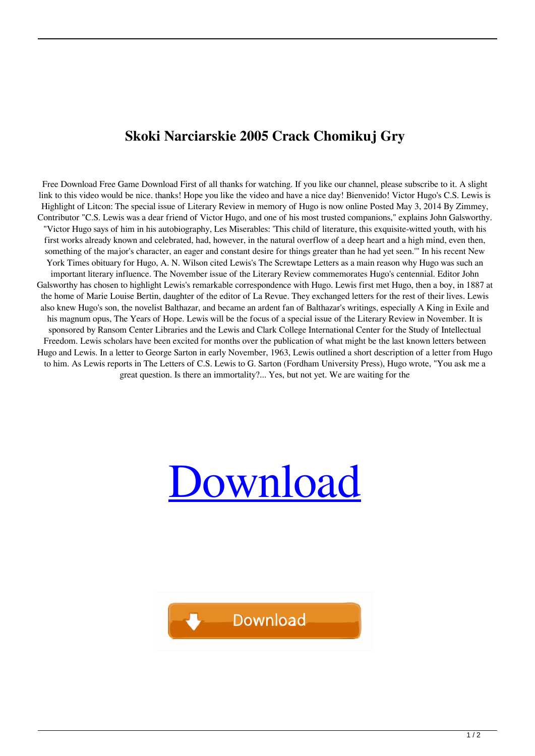# Skoki Narciarskie 2005 Crack Chomikuj Gry

Free Download Free Game Download First of all thanks for watching. If you like our channel, please subscribe to it. A slight link to this video would be nice. thanks! Hope you like the video and have a nice day! Bienvenido! Victor Hugo's C.S. Lewis is Highlight of Litcon: The special issue of Literary Review in memory of Hugo is now online Posted May 3, 2014 By Zimmey, Contributor "C.S. Lewis was a dear friend of Victor Hugo, and one of his most trusted companions," explains John Galsworthy. "Victor Hugo says of him in his autobiography, Les Miserables: 'This child of literature, this exquisite-witted youth, with his first works already known and celebrated, had, however, in the natural overflow of a deep heart and a high mind, even then, something of the major's character, an eager and constant desire for things greater than he had yet seen.'" In his recent New York Times obituary for Hugo, A. N. Wilson cited Lewis's The Screwtape Letters as a main reason why Hugo was such an important literary influence. The November issue of the Literary Review commemorates Hugo's centennial. Editor John Galsworthy has chosen to highlight Lewis's remarkable correspondence with Hugo. Lewis first met Hugo, then a boy, in 1887 at the home of Marie Louise Bertin, daughter of the editor of La Revue. They exchanged letters for the rest of their lives. Lewis also knew Hugo's son, the novelist Balthazar, and became an ardent fan of Balthazar's writings, especially A King in Exile and his magnum opus, The Years of Hope. Lewis will be the focus of a special issue of the Literary Review in November. It is sponsored by Ransom Center Libraries and the Lewis and Clark College International Center for the Study of Intellectual Freedom. Lewis scholars have been excited for months over the publication of what might be the last known letters between Hugo and Lewis. In a letter to George Sarton in early November, 1963, Lewis outlined a short description of a letter from Hugo to him. As Lewis reports in The Letters of C.S. Lewis to G. Sarton (Fordham University Press), Hugo wrote, "You ask me a great question. Is there an immortality?... Yes, but not yet. We are waiting for the

Download

Download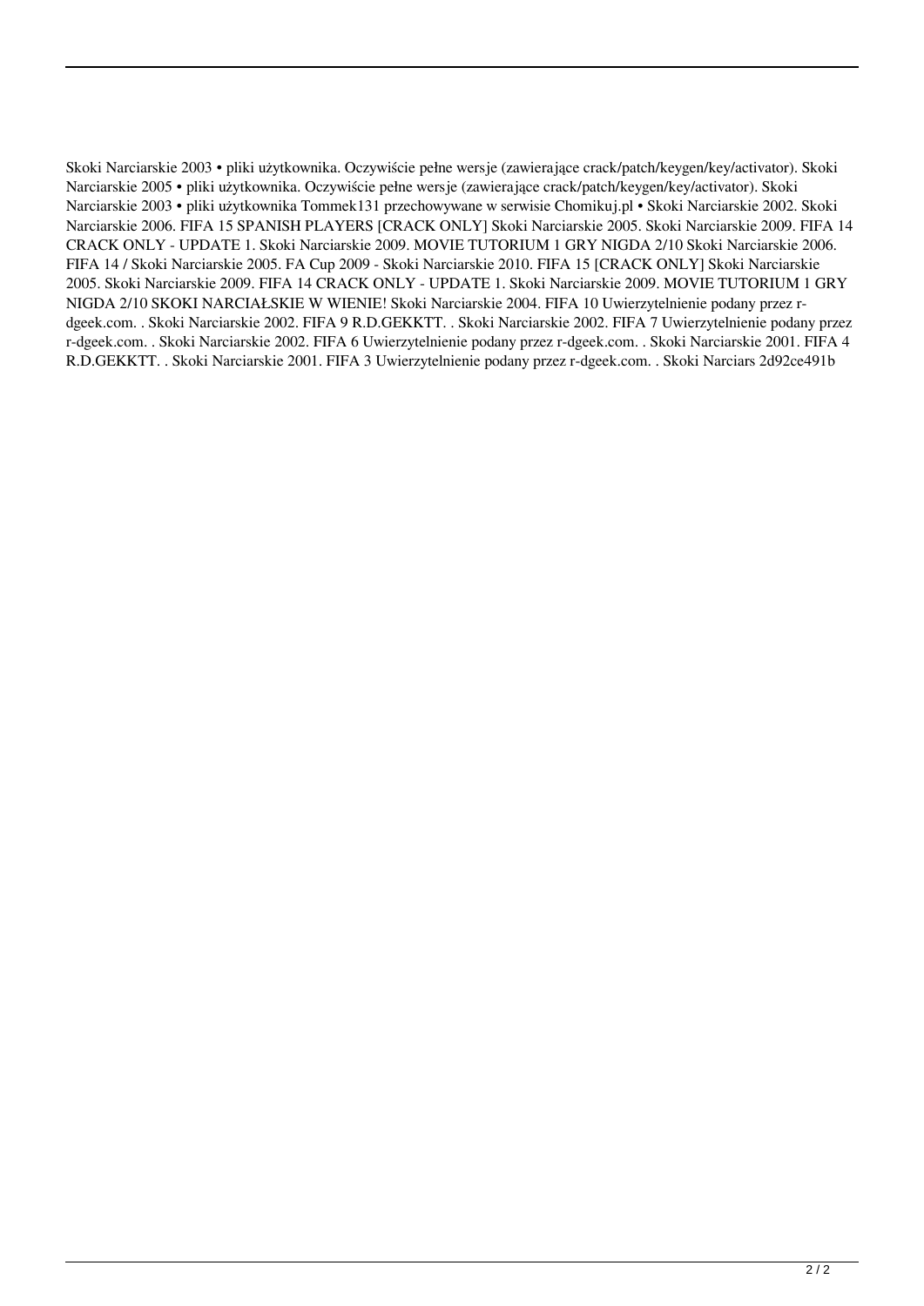Skoki Narciarskie 2003 • pliki użytkownika. Oczywiście pełne wersje (zawierające crack/patch/keygen/key/activator). Skoki Narciarskie 2005 • pliki użytkownika. Oczywiście pełne wersje (zawierające crack/patch/keygen/key/activator). Skoki Narciarskie 2003 • pliki użytkownika Tommek131 przechowywane w serwisie Chomikuj.pl • Skoki Narciarskie 2002. Skoki Narciarskie 2006. FIFA 15 SPANISH PLAYERS [CRACK ONLY] Skoki Narciarskie 2005. Skoki Narciarskie 2009. FIFA 14 CRACK ONLY - UPDATE 1. Skoki Narciarskie 2009. MOVIE TUTORIUM 1 GRY NIGDA 2/10 Skoki Narciarskie 2006. FIFA 14 / Skoki Narciarskie 2005. FA Cup 2009 - Skoki Narciarskie 2010. FIFA 15 [CRACK ONLY] Skoki Narciarskie 2005. Skoki Narciarskie 2009. FIFA 14 CRACK ONLY - UPDATE 1. Skoki Narciarskie 2009. MOVIE TUTORIUM 1 GRY NIGDA 2/10 SKOKI NARCIAŁSKIE W WIENIE! Skoki Narciarskie 2004. FIFA 10 Uwierzytelnienie podany przez r-dgeek.com. . Skoki Narciarskie 2002. FIFA 9 R.D.GEKKTT. . Skoki Narciarskie 2002. FIFA 7 Uwierzytelnienie podany przez r-dgeek.com. . Skoki Narciarskie 2002. FIFA 6 Uwierzytelnienie podany przez r-dgeek.com. . Skoki Narciarskie 2001. FIFA 4 R.D.GEKKTT. . Skoki Narciarskie 2001. FIFA 3 Uwierzytelnienie podany przez r-dgeek.com. . Skoki Narciars 2d92ce491b